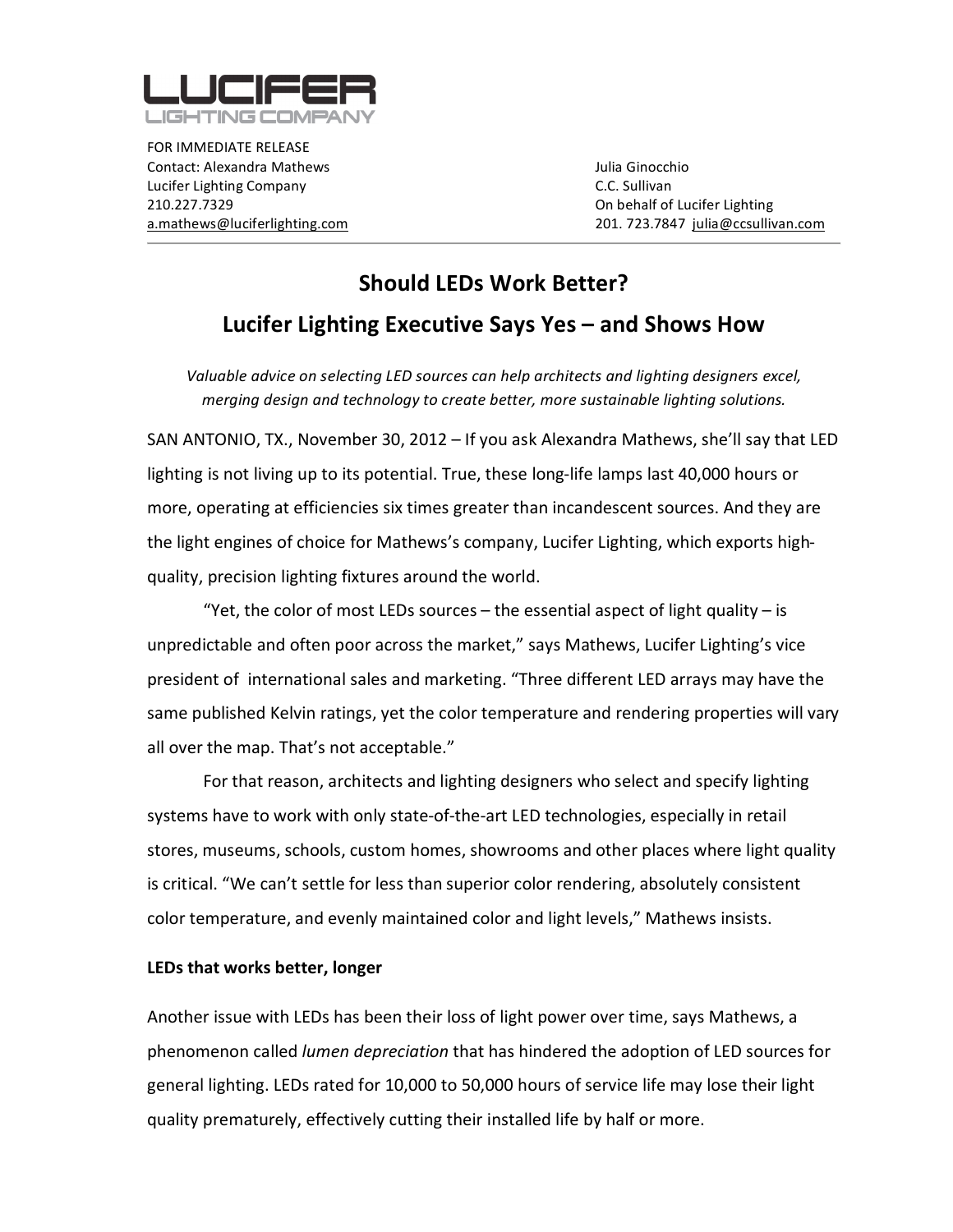**LUCIFER**
LIGHTING COMPANY

FOR IMMEDIATE RELEASE
Contact: Alexandra Mathews
Lucifer Lighting Company
210.227.7329
a.mathews@luciferlighting.com

Julia Ginocchio
C.C. Sullivan
On behalf of Lucifer Lighting
201. 723.7847 julia@ccsullivan.com

---

## Should LEDs Work Better?

## Lucifer Lighting Executive Says Yes – and Shows How

*Valuable advice on selecting LED sources can help architects and lighting designers excel, merging design and technology to create better, more sustainable lighting solutions.*

SAN ANTONIO, TX., November 30, 2012 – If you ask Alexandra Mathews, she'll say that LED lighting is not living up to its potential. True, these long-life lamps last 40,000 hours or more, operating at efficiencies six times greater than incandescent sources. And they are the light engines of choice for Mathews's company, Lucifer Lighting, which exports high-quality, precision lighting fixtures around the world.

"Yet, the color of most LEDs sources – the essential aspect of light quality – is unpredictable and often poor across the market," says Mathews, Lucifer Lighting's vice president of international sales and marketing. "Three different LED arrays may have the same published Kelvin ratings, yet the color temperature and rendering properties will vary all over the map. That's not acceptable."

For that reason, architects and lighting designers who select and specify lighting systems have to work with only state-of-the-art LED technologies, especially in retail stores, museums, schools, custom homes, showrooms and other places where light quality is critical. "We can't settle for less than superior color rendering, absolutely consistent color temperature, and evenly maintained color and light levels," Mathews insists.

**LEDs that works better, longer**

Another issue with LEDs has been their loss of light power over time, says Mathews, a phenomenon called *lumen depreciation* that has hindered the adoption of LED sources for general lighting. LEDs rated for 10,000 to 50,000 hours of service life may lose their light quality prematurely, effectively cutting their installed life by half or more.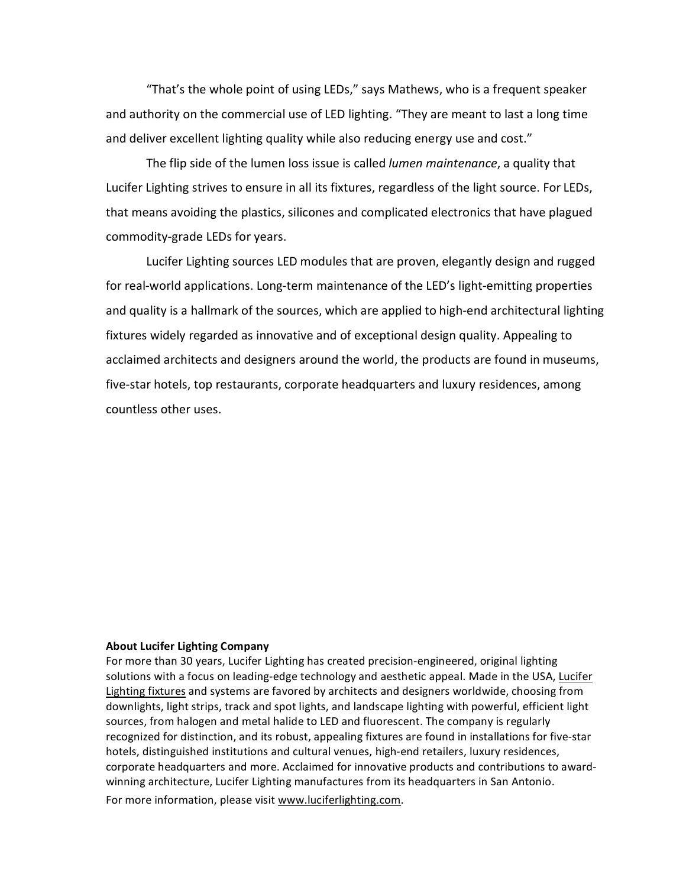"That's the whole point of using LEDs," says Mathews, who is a frequent speaker and authority on the commercial use of LED lighting. "They are meant to last a long time and deliver excellent lighting quality while also reducing energy use and cost."

The flip side of the lumen loss issue is called *lumen maintenance*, a quality that Lucifer Lighting strives to ensure in all its fixtures, regardless of the light source. For LEDs, that means avoiding the plastics, silicones and complicated electronics that have plagued commodity-grade LEDs for years.

Lucifer Lighting sources LED modules that are proven, elegantly design and rugged for real-world applications. Long-term maintenance of the LED's light-emitting properties and quality is a hallmark of the sources, which are applied to high-end architectural lighting fixtures widely regarded as innovative and of exceptional design quality. Appealing to acclaimed architects and designers around the world, the products are found in museums, five-star hotels, top restaurants, corporate headquarters and luxury residences, among countless other uses.

**About Lucifer Lighting Company**

For more than 30 years, Lucifer Lighting has created precision-engineered, original lighting solutions with a focus on leading-edge technology and aesthetic appeal. Made in the USA, Lucifer Lighting fixtures and systems are favored by architects and designers worldwide, choosing from downlights, light strips, track and spot lights, and landscape lighting with powerful, efficient light sources, from halogen and metal halide to LED and fluorescent. The company is regularly recognized for distinction, and its robust, appealing fixtures are found in installations for five-star hotels, distinguished institutions and cultural venues, high-end retailers, luxury residences, corporate headquarters and more. Acclaimed for innovative products and contributions to award-winning architecture, Lucifer Lighting manufactures from its headquarters in San Antonio.

For more information, please visit www.luciferlighting.com.